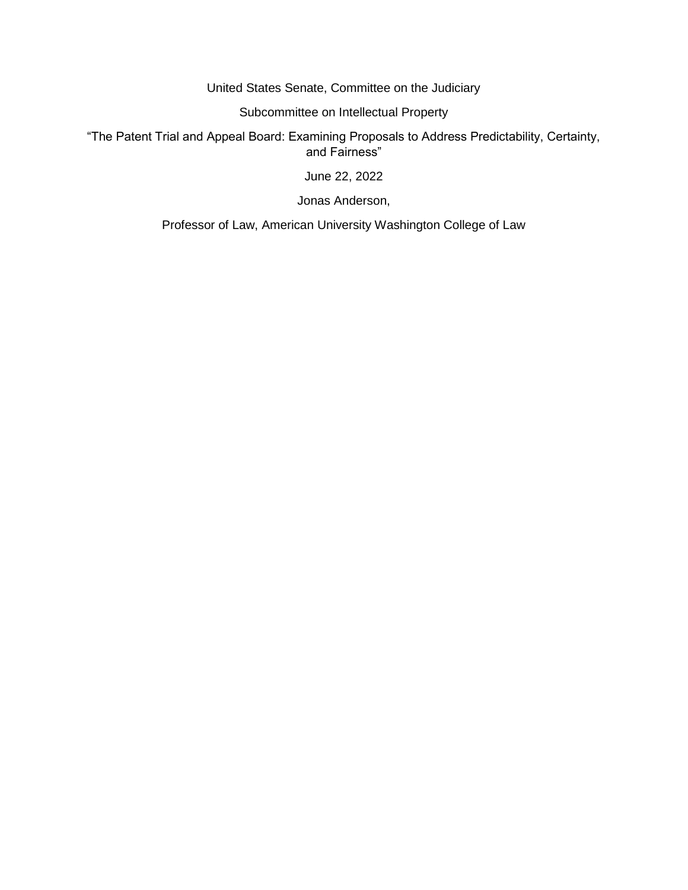United States Senate, Committee on the Judiciary

Subcommittee on Intellectual Property

"The Patent Trial and Appeal Board: Examining Proposals to Address Predictability, Certainty, and Fairness"

June 22, 2022

Jonas Anderson,

Professor of Law, American University Washington College of Law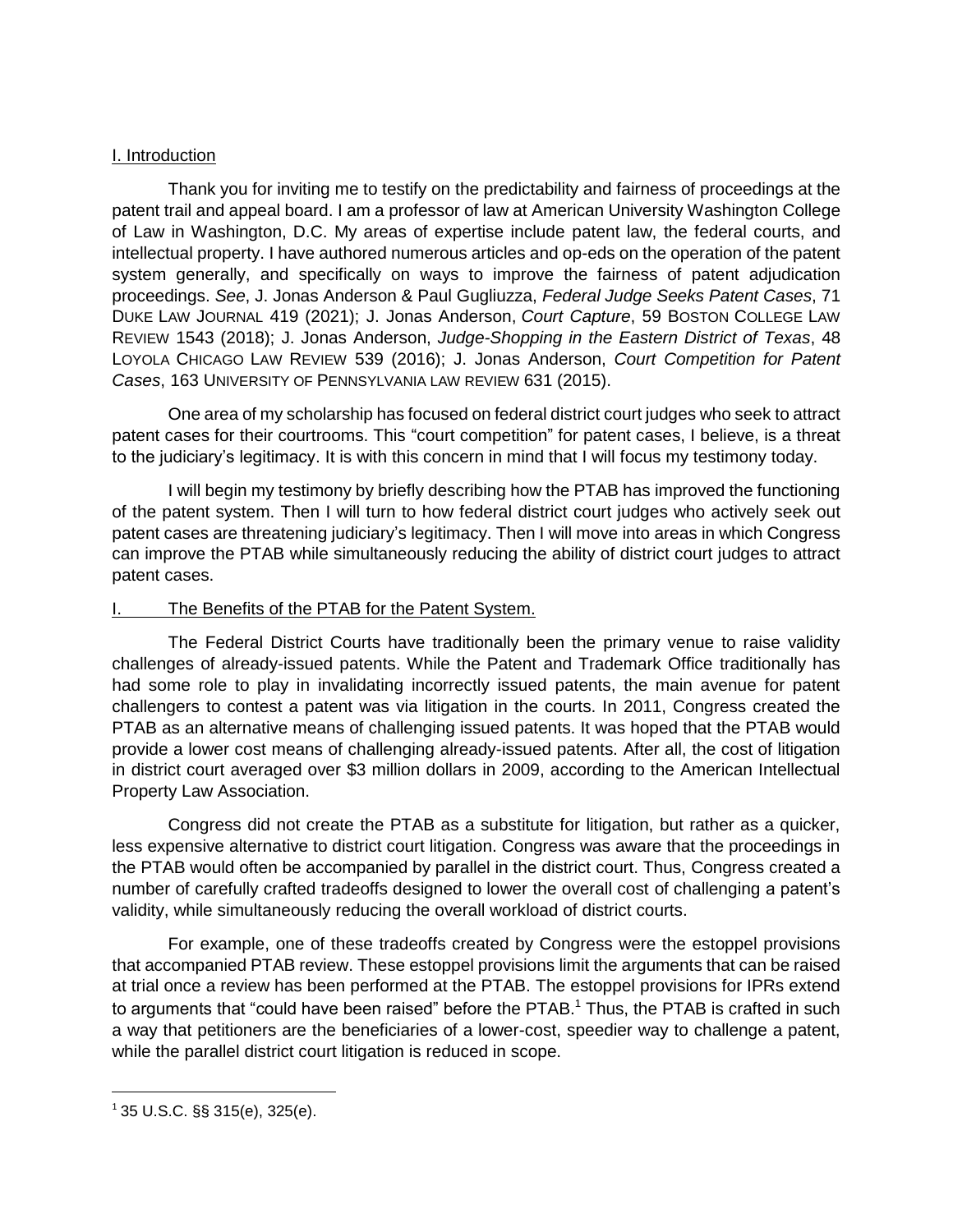## I. Introduction

Thank you for inviting me to testify on the predictability and fairness of proceedings at the patent trail and appeal board. I am a professor of law at American University Washington College of Law in Washington, D.C. My areas of expertise include patent law, the federal courts, and intellectual property. I have authored numerous articles and op-eds on the operation of the patent system generally, and specifically on ways to improve the fairness of patent adjudication proceedings. *See*, J. Jonas Anderson & Paul Gugliuzza, *Federal Judge Seeks Patent Cases*, 71 DUKE LAW JOURNAL 419 (2021); J. Jonas Anderson, *Court Capture*, 59 BOSTON COLLEGE LAW REVIEW 1543 (2018); J. Jonas Anderson, *Judge-Shopping in the Eastern District of Texas*, 48 LOYOLA CHICAGO LAW REVIEW 539 (2016); J. Jonas Anderson, *Court Competition for Patent Cases*, 163 UNIVERSITY OF PENNSYLVANIA law REVIEW 631 (2015).

One area of my scholarship has focused on federal district court judges who seek to attract patent cases for their courtrooms. This "court competition" for patent cases, I believe, is a threat to the judiciary's legitimacy. It is with this concern in mind that I will focus my testimony today.

I will begin my testimony by briefly describing how the PTAB has improved the functioning of the patent system. Then I will turn to how federal district court judges who actively seek out patent cases are threatening judiciary's legitimacy. Then I will move into areas in which Congress can improve the PTAB while simultaneously reducing the ability of district court judges to attract patent cases.

## I. The Benefits of the PTAB for the Patent System.

The Federal District Courts have traditionally been the primary venue to raise validity challenges of already-issued patents. While the Patent and Trademark Office traditionally has had some role to play in invalidating incorrectly issued patents, the main avenue for patent challengers to contest a patent was via litigation in the courts. In 2011, Congress created the PTAB as an alternative means of challenging issued patents. It was hoped that the PTAB would provide a lower cost means of challenging already-issued patents. After all, the cost of litigation in district court averaged over $3 million dollars in 2009, according to the American Intellectual Property Law Association.

Congress did not create the PTAB as a substitute for litigation, but rather as a quicker, less expensive alternative to district court litigation. Congress was aware that the proceedings in the PTAB would often be accompanied by parallel in the district court. Thus, Congress created a number of carefully crafted tradeoffs designed to lower the overall cost of challenging a patent's validity, while simultaneously reducing the overall workload of district courts.

For example, one of these tradeoffs created by Congress were the estoppel provisions that accompanied PTAB review. These estoppel provisions limit the arguments that can be raised at trial once a review has been performed at the PTAB. The estoppel provisions for IPRs extend to arguments that "could have been raised" before the PTAB.[1] Thus, the PTAB is crafted in such a way that petitioners are the beneficiaries of a lower-cost, speedier way to challenge a patent, while the parallel district court litigation is reduced in scope.

---

[1] 35 U.S.C. §§ 315(e), 325(e).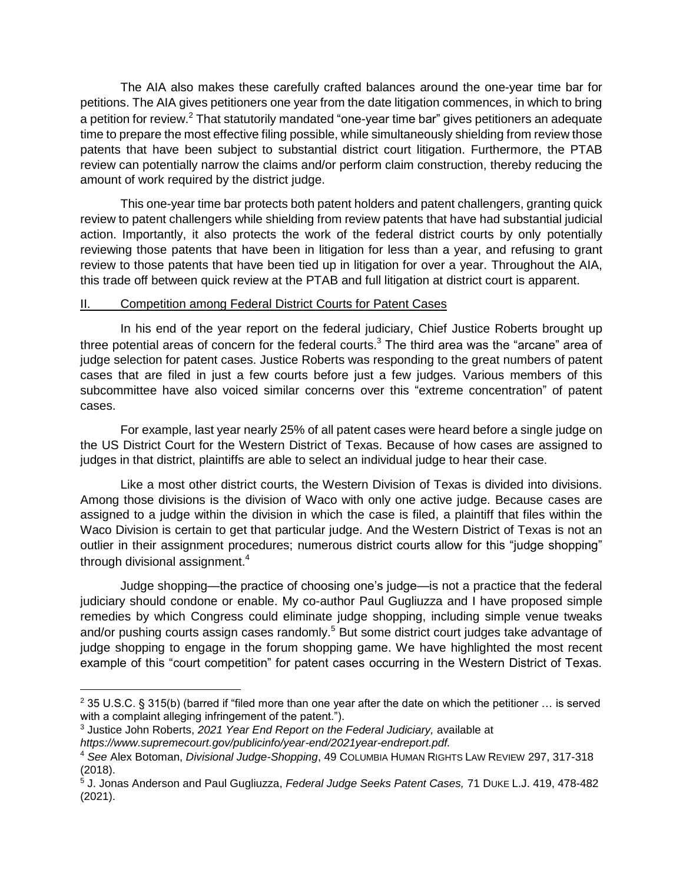The AIA also makes these carefully crafted balances around the one-year time bar for petitions. The AIA gives petitioners one year from the date litigation commences, in which to bring a petition for review.[2] That statutorily mandated "one-year time bar" gives petitioners an adequate time to prepare the most effective filing possible, while simultaneously shielding from review those patents that have been subject to substantial district court litigation. Furthermore, the PTAB review can potentially narrow the claims and/or perform claim construction, thereby reducing the amount of work required by the district judge.

This one-year time bar protects both patent holders and patent challengers, granting quick review to patent challengers while shielding from review patents that have had substantial judicial action. Importantly, it also protects the work of the federal district courts by only potentially reviewing those patents that have been in litigation for less than a year, and refusing to grant review to those patents that have been tied up in litigation for over a year. Throughout the AIA, this trade off between quick review at the PTAB and full litigation at district court is apparent.

## II. Competition among Federal District Courts for Patent Cases

In his end of the year report on the federal judiciary, Chief Justice Roberts brought up three potential areas of concern for the federal courts.[3] The third area was the "arcane" area of judge selection for patent cases. Justice Roberts was responding to the great numbers of patent cases that are filed in just a few courts before just a few judges. Various members of this subcommittee have also voiced similar concerns over this "extreme concentration" of patent cases.

For example, last year nearly 25% of all patent cases were heard before a single judge on the US District Court for the Western District of Texas. Because of how cases are assigned to judges in that district, plaintiffs are able to select an individual judge to hear their case.

Like a most other district courts, the Western Division of Texas is divided into divisions. Among those divisions is the division of Waco with only one active judge. Because cases are assigned to a judge within the division in which the case is filed, a plaintiff that files within the Waco Division is certain to get that particular judge. And the Western District of Texas is not an outlier in their assignment procedures; numerous district courts allow for this "judge shopping" through divisional assignment.[4]

Judge shopping—the practice of choosing one's judge—is not a practice that the federal judiciary should condone or enable. My co-author Paul Gugliuzza and I have proposed simple remedies by which Congress could eliminate judge shopping, including simple venue tweaks and/or pushing courts assign cases randomly.[5] But some district court judges take advantage of judge shopping to engage in the forum shopping game. We have highlighted the most recent example of this "court competition" for patent cases occurring in the Western District of Texas.

---

[2] 35 U.S.C. § 315(b) (barred if "filed more than one year after the date on which the petitioner … is served with a complaint alleging infringement of the patent.").

[3] Justice John Roberts, *2021 Year End Report on the Federal Judiciary,* available at *https://www.supremecourt.gov/publicinfo/year-end/2021year-endreport.pdf.*

[4] *See* Alex Botoman, *Divisional Judge-Shopping*, 49 COLUMBIA HUMAN RIGHTS LAW REVIEW 297, 317-318 (2018).

[5] J. Jonas Anderson and Paul Gugliuzza, *Federal Judge Seeks Patent Cases,* 71 DUKE L.J. 419, 478-482 (2021).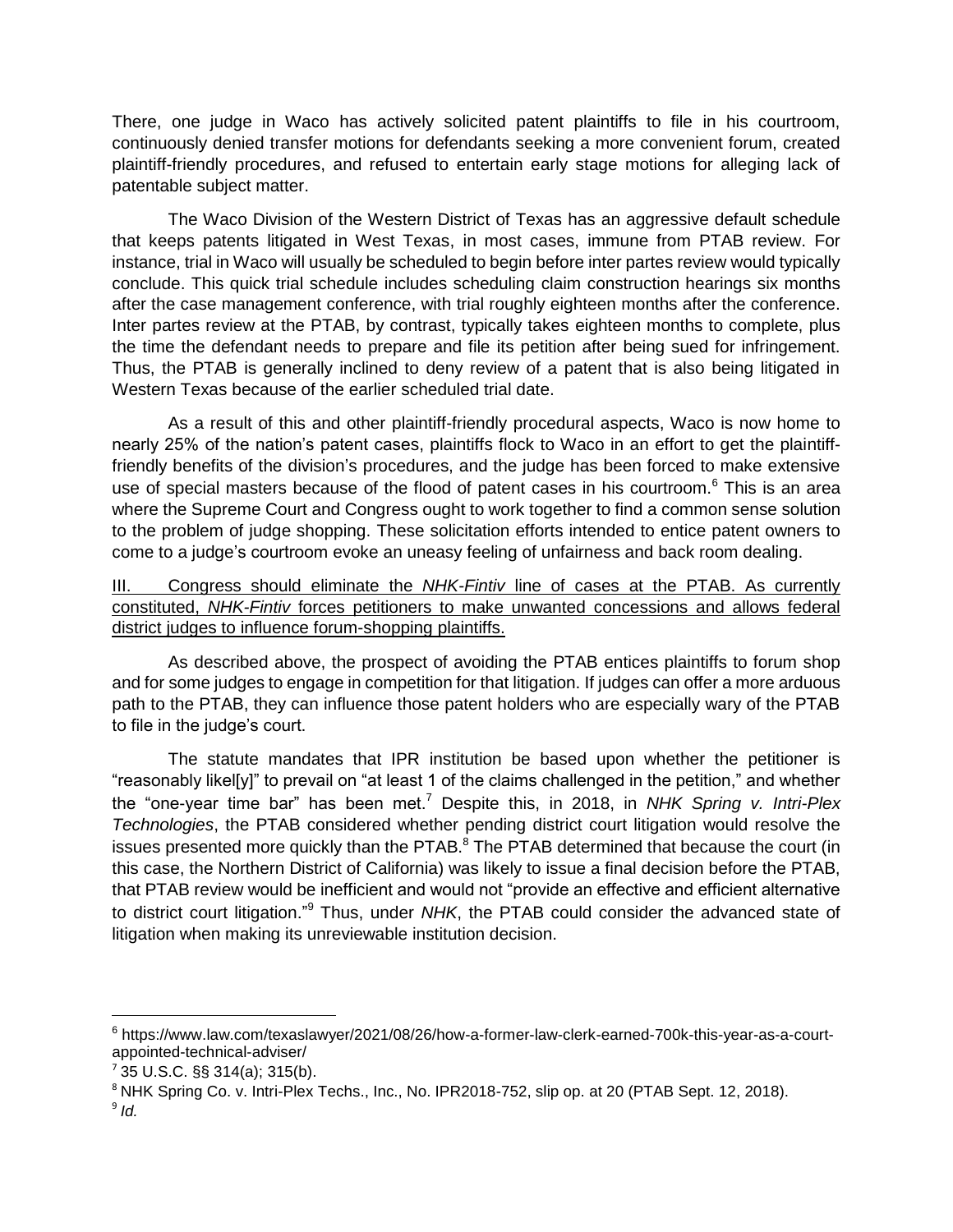There, one judge in Waco has actively solicited patent plaintiffs to file in his courtroom, continuously denied transfer motions for defendants seeking a more convenient forum, created plaintiff-friendly procedures, and refused to entertain early stage motions for alleging lack of patentable subject matter.

The Waco Division of the Western District of Texas has an aggressive default schedule that keeps patents litigated in West Texas, in most cases, immune from PTAB review. For instance, trial in Waco will usually be scheduled to begin before inter partes review would typically conclude. This quick trial schedule includes scheduling claim construction hearings six months after the case management conference, with trial roughly eighteen months after the conference. Inter partes review at the PTAB, by contrast, typically takes eighteen months to complete, plus the time the defendant needs to prepare and file its petition after being sued for infringement. Thus, the PTAB is generally inclined to deny review of a patent that is also being litigated in Western Texas because of the earlier scheduled trial date.

As a result of this and other plaintiff-friendly procedural aspects, Waco is now home to nearly 25% of the nation's patent cases, plaintiffs flock to Waco in an effort to get the plaintiff-friendly benefits of the division's procedures, and the judge has been forced to make extensive use of special masters because of the flood of patent cases in his courtroom.[6] This is an area where the Supreme Court and Congress ought to work together to find a common sense solution to the problem of judge shopping. These solicitation efforts intended to entice patent owners to come to a judge's courtroom evoke an uneasy feeling of unfairness and back room dealing.

<u>III. Congress should eliminate the *NHK-Fintiv* line of cases at the PTAB. As currently constituted, *NHK-Fintiv* forces petitioners to make unwanted concessions and allows federal district judges to influence forum-shopping plaintiffs.</u>

As described above, the prospect of avoiding the PTAB entices plaintiffs to forum shop and for some judges to engage in competition for that litigation. If judges can offer a more arduous path to the PTAB, they can influence those patent holders who are especially wary of the PTAB to file in the judge's court.

The statute mandates that IPR institution be based upon whether the petitioner is "reasonably likel[y]" to prevail on "at least 1 of the claims challenged in the petition," and whether the "one-year time bar" has been met.[7] Despite this, in 2018, in *NHK Spring v. Intri-Plex Technologies*, the PTAB considered whether pending district court litigation would resolve the issues presented more quickly than the PTAB.[8] The PTAB determined that because the court (in this case, the Northern District of California) was likely to issue a final decision before the PTAB, that PTAB review would be inefficient and would not "provide an effective and efficient alternative to district court litigation."[9] Thus, under *NHK*, the PTAB could consider the advanced state of litigation when making its unreviewable institution decision.

---

[6] https://www.law.com/texaslawyer/2021/08/26/how-a-former-law-clerk-earned-700k-this-year-as-a-court-appointed-technical-adviser/

[7] 35 U.S.C. §§ 314(a); 315(b).

[8] NHK Spring Co. v. Intri-Plex Techs., Inc., No. IPR2018-752, slip op. at 20 (PTAB Sept. 12, 2018).

[9] *Id.*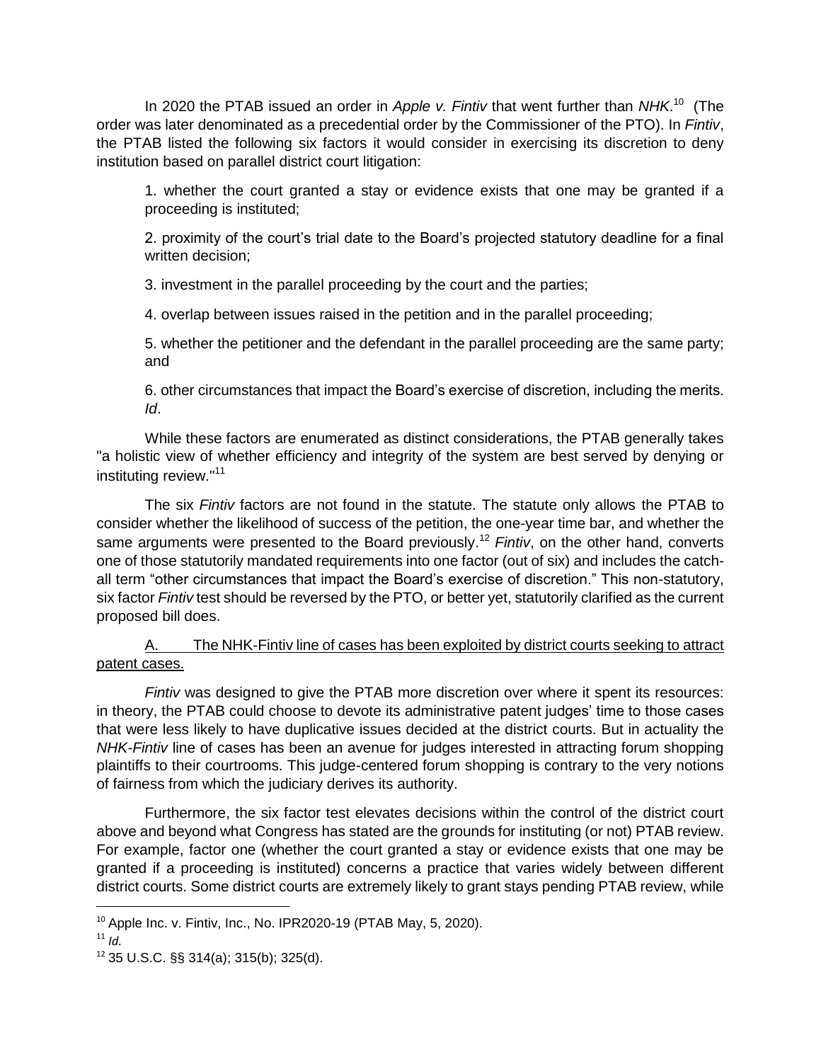In 2020 the PTAB issued an order in *Apple v. Fintiv* that went further than *NHK*.[10] (The order was later denominated as a precedential order by the Commissioner of the PTO). In *Fintiv*, the PTAB listed the following six factors it would consider in exercising its discretion to deny institution based on parallel district court litigation:

> 1. whether the court granted a stay or evidence exists that one may be granted if a proceeding is instituted;
>
> 2. proximity of the court's trial date to the Board's projected statutory deadline for a final written decision;
>
> 3. investment in the parallel proceeding by the court and the parties;
>
> 4. overlap between issues raised in the petition and in the parallel proceeding;
>
> 5. whether the petitioner and the defendant in the parallel proceeding are the same party; and
>
> 6. other circumstances that impact the Board's exercise of discretion, including the merits. *Id*.

While these factors are enumerated as distinct considerations, the PTAB generally takes "a holistic view of whether efficiency and integrity of the system are best served by denying or instituting review."[11]

The six *Fintiv* factors are not found in the statute. The statute only allows the PTAB to consider whether the likelihood of success of the petition, the one-year time bar, and whether the same arguments were presented to the Board previously.[12] *Fintiv*, on the other hand, converts one of those statutorily mandated requirements into one factor (out of six) and includes the catch-all term "other circumstances that impact the Board's exercise of discretion." This non-statutory, six factor *Fintiv* test should be reversed by the PTO, or better yet, statutorily clarified as the current proposed bill does.

A. <u>The NHK-Fintiv line of cases has been exploited by district courts seeking to attract patent cases.</u>

*Fintiv* was designed to give the PTAB more discretion over where it spent its resources: in theory, the PTAB could choose to devote its administrative patent judges' time to those cases that were less likely to have duplicative issues decided at the district courts. But in actuality the *NHK-Fintiv* line of cases has been an avenue for judges interested in attracting forum shopping plaintiffs to their courtrooms. This judge-centered forum shopping is contrary to the very notions of fairness from which the judiciary derives its authority.

Furthermore, the six factor test elevates decisions within the control of the district court above and beyond what Congress has stated are the grounds for instituting (or not) PTAB review. For example, factor one (whether the court granted a stay or evidence exists that one may be granted if a proceeding is instituted) concerns a practice that varies widely between different district courts. Some district courts are extremely likely to grant stays pending PTAB review, while

---

[10] Apple Inc. v. Fintiv, Inc., No. IPR2020-19 (PTAB May, 5, 2020).

[11] *Id.*

[12] 35 U.S.C. §§ 314(a); 315(b); 325(d).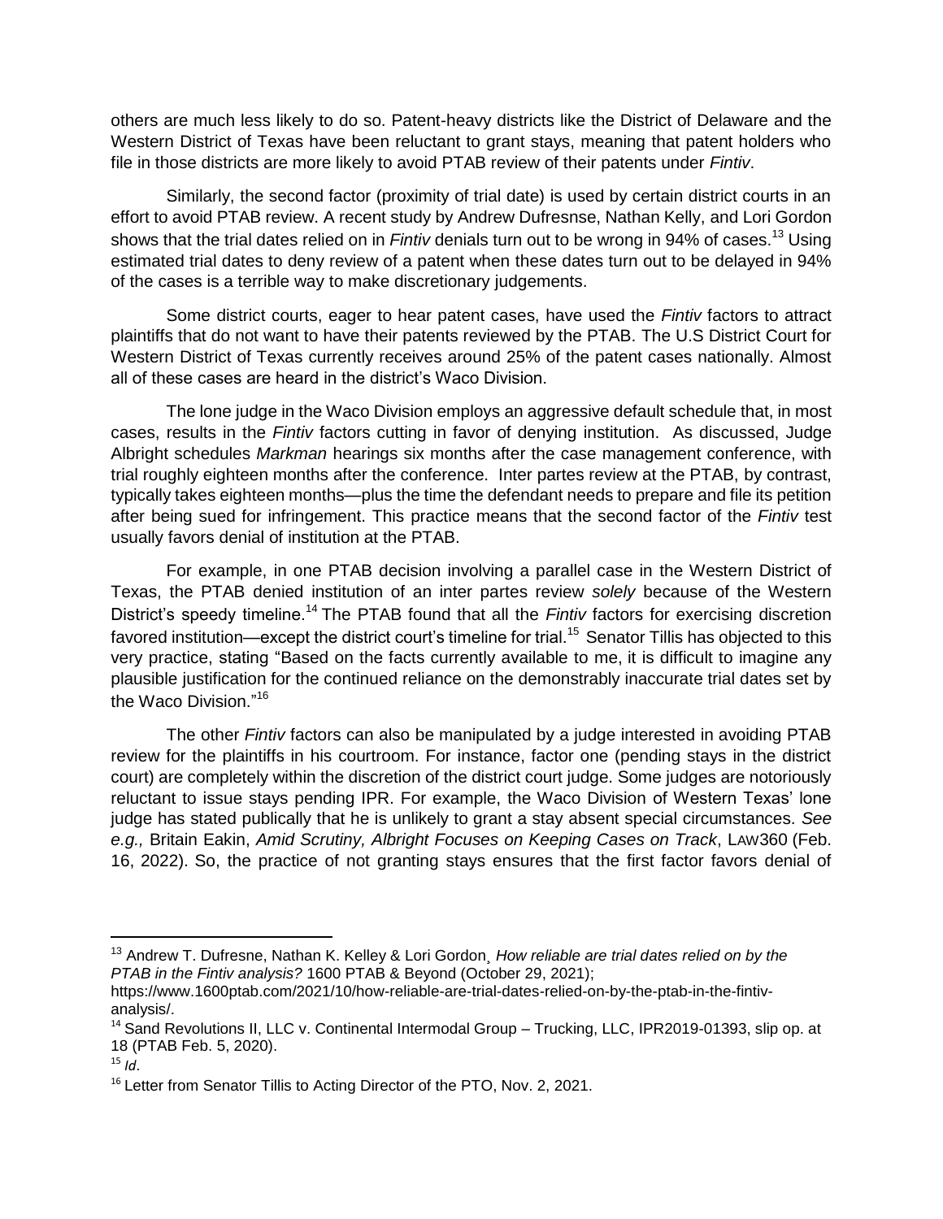others are much less likely to do so. Patent-heavy districts like the District of Delaware and the Western District of Texas have been reluctant to grant stays, meaning that patent holders who file in those districts are more likely to avoid PTAB review of their patents under *Fintiv*.

Similarly, the second factor (proximity of trial date) is used by certain district courts in an effort to avoid PTAB review. A recent study by Andrew Dufresnse, Nathan Kelly, and Lori Gordon shows that the trial dates relied on in *Fintiv* denials turn out to be wrong in 94% of cases.[13] Using estimated trial dates to deny review of a patent when these dates turn out to be delayed in 94% of the cases is a terrible way to make discretionary judgements.

Some district courts, eager to hear patent cases, have used the *Fintiv* factors to attract plaintiffs that do not want to have their patents reviewed by the PTAB. The U.S District Court for Western District of Texas currently receives around 25% of the patent cases nationally. Almost all of these cases are heard in the district's Waco Division.

The lone judge in the Waco Division employs an aggressive default schedule that, in most cases, results in the *Fintiv* factors cutting in favor of denying institution. As discussed, Judge Albright schedules *Markman* hearings six months after the case management conference, with trial roughly eighteen months after the conference. Inter partes review at the PTAB, by contrast, typically takes eighteen months—plus the time the defendant needs to prepare and file its petition after being sued for infringement. This practice means that the second factor of the *Fintiv* test usually favors denial of institution at the PTAB.

For example, in one PTAB decision involving a parallel case in the Western District of Texas, the PTAB denied institution of an inter partes review *solely* because of the Western District's speedy timeline.[14] The PTAB found that all the *Fintiv* factors for exercising discretion favored institution—except the district court's timeline for trial.[15] Senator Tillis has objected to this very practice, stating "Based on the facts currently available to me, it is difficult to imagine any plausible justification for the continued reliance on the demonstrably inaccurate trial dates set by the Waco Division."[16]

The other *Fintiv* factors can also be manipulated by a judge interested in avoiding PTAB review for the plaintiffs in his courtroom. For instance, factor one (pending stays in the district court) are completely within the discretion of the district court judge. Some judges are notoriously reluctant to issue stays pending IPR. For example, the Waco Division of Western Texas' lone judge has stated publically that he is unlikely to grant a stay absent special circumstances. *See e.g.,* Britain Eakin, *Amid Scrutiny, Albright Focuses on Keeping Cases on Track*, LAW360 (Feb. 16, 2022). So, the practice of not granting stays ensures that the first factor favors denial of

---

[13] Andrew T. Dufresne, Nathan K. Kelley & Lori Gordon¸ *How reliable are trial dates relied on by the PTAB in the Fintiv analysis?* 1600 PTAB & Beyond (October 29, 2021); https://www.1600ptab.com/2021/10/how-reliable-are-trial-dates-relied-on-by-the-ptab-in-the-fintiv-analysis/.

[14] Sand Revolutions II, LLC v. Continental Intermodal Group – Trucking, LLC, IPR2019-01393, slip op. at 18 (PTAB Feb. 5, 2020).

[15] *Id*.

[16] Letter from Senator Tillis to Acting Director of the PTO, Nov. 2, 2021.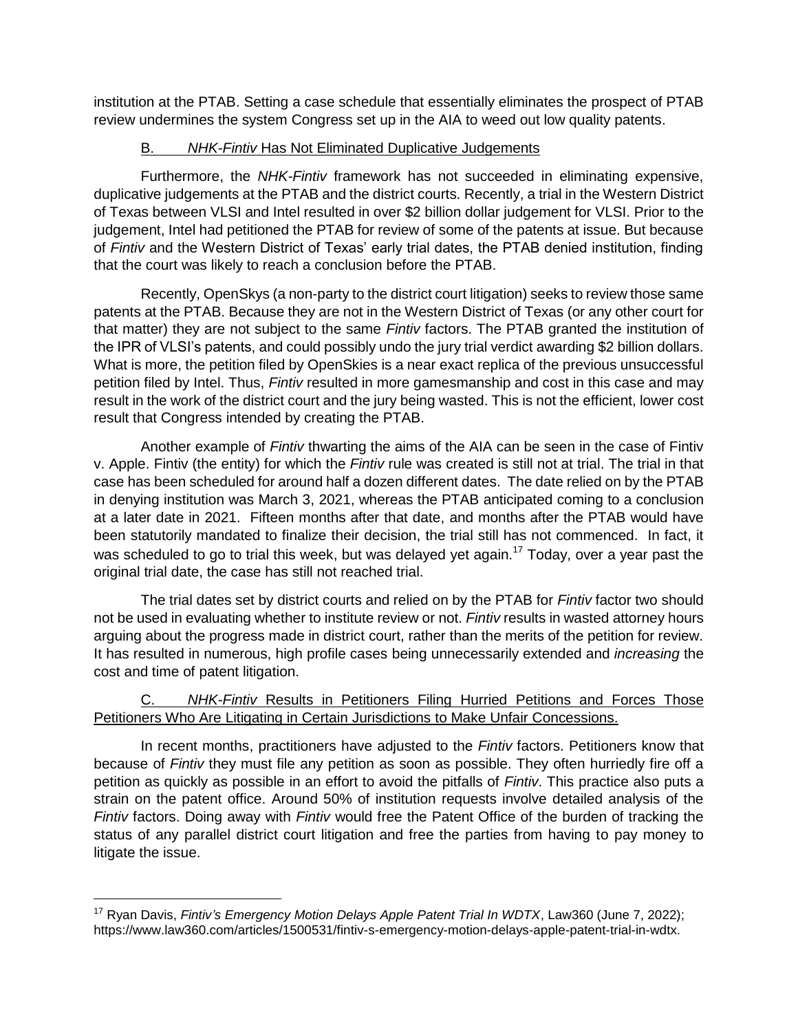institution at the PTAB. Setting a case schedule that essentially eliminates the prospect of PTAB review undermines the system Congress set up in the AIA to weed out low quality patents.

### B. *NHK-Fintiv* Has Not Eliminated Duplicative Judgements

Furthermore, the *NHK-Fintiv* framework has not succeeded in eliminating expensive, duplicative judgements at the PTAB and the district courts. Recently, a trial in the Western District of Texas between VLSI and Intel resulted in over $2 billion dollar judgement for VLSI. Prior to the judgement, Intel had petitioned the PTAB for review of some of the patents at issue. But because of *Fintiv* and the Western District of Texas' early trial dates, the PTAB denied institution, finding that the court was likely to reach a conclusion before the PTAB.

Recently, OpenSkys (a non-party to the district court litigation) seeks to review those same patents at the PTAB. Because they are not in the Western District of Texas (or any other court for that matter) they are not subject to the same *Fintiv* factors. The PTAB granted the institution of the IPR of VLSI's patents, and could possibly undo the jury trial verdict awarding $2 billion dollars. What is more, the petition filed by OpenSkies is a near exact replica of the previous unsuccessful petition filed by Intel. Thus, *Fintiv* resulted in more gamesmanship and cost in this case and may result in the work of the district court and the jury being wasted. This is not the efficient, lower cost result that Congress intended by creating the PTAB.

Another example of *Fintiv* thwarting the aims of the AIA can be seen in the case of Fintiv v. Apple. Fintiv (the entity) for which the *Fintiv* rule was created is still not at trial. The trial in that case has been scheduled for around half a dozen different dates. The date relied on by the PTAB in denying institution was March 3, 2021, whereas the PTAB anticipated coming to a conclusion at a later date in 2021. Fifteen months after that date, and months after the PTAB would have been statutorily mandated to finalize their decision, the trial still has not commenced. In fact, it was scheduled to go to trial this week, but was delayed yet again.[17] Today, over a year past the original trial date, the case has still not reached trial.

The trial dates set by district courts and relied on by the PTAB for *Fintiv* factor two should not be used in evaluating whether to institute review or not. *Fintiv* results in wasted attorney hours arguing about the progress made in district court, rather than the merits of the petition for review. It has resulted in numerous, high profile cases being unnecessarily extended and *increasing* the cost and time of patent litigation.

### C. *NHK-Fintiv* Results in Petitioners Filing Hurried Petitions and Forces Those Petitioners Who Are Litigating in Certain Jurisdictions to Make Unfair Concessions.

In recent months, practitioners have adjusted to the *Fintiv* factors. Petitioners know that because of *Fintiv* they must file any petition as soon as possible. They often hurriedly fire off a petition as quickly as possible in an effort to avoid the pitfalls of *Fintiv*. This practice also puts a strain on the patent office. Around 50% of institution requests involve detailed analysis of the *Fintiv* factors. Doing away with *Fintiv* would free the Patent Office of the burden of tracking the status of any parallel district court litigation and free the parties from having to pay money to litigate the issue.

---

[17] Ryan Davis, *Fintiv's Emergency Motion Delays Apple Patent Trial In WDTX*, Law360 (June 7, 2022); https://www.law360.com/articles/1500531/fintiv-s-emergency-motion-delays-apple-patent-trial-in-wdtx.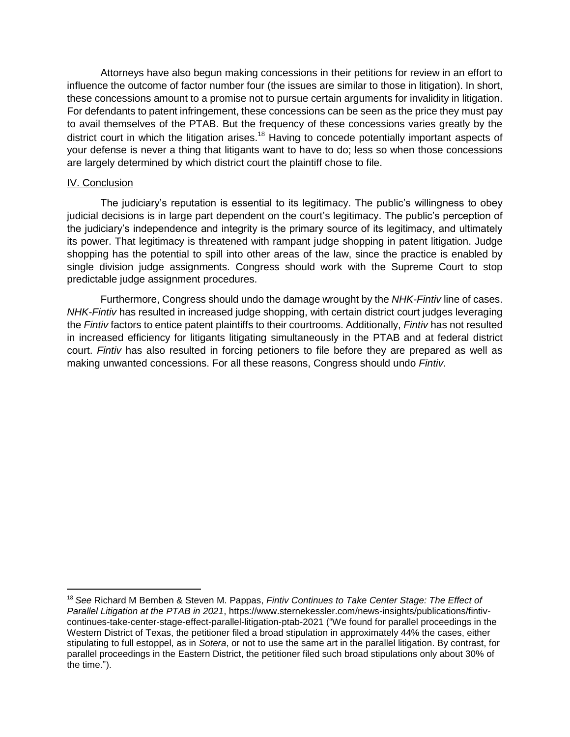Attorneys have also begun making concessions in their petitions for review in an effort to influence the outcome of factor number four (the issues are similar to those in litigation). In short, these concessions amount to a promise not to pursue certain arguments for invalidity in litigation. For defendants to patent infringement, these concessions can be seen as the price they must pay to avail themselves of the PTAB. But the frequency of these concessions varies greatly by the district court in which the litigation arises.[18] Having to concede potentially important aspects of your defense is never a thing that litigants want to have to do; less so when those concessions are largely determined by which district court the plaintiff chose to file.

## IV. Conclusion

The judiciary's reputation is essential to its legitimacy. The public's willingness to obey judicial decisions is in large part dependent on the court's legitimacy. The public's perception of the judiciary's independence and integrity is the primary source of its legitimacy, and ultimately its power. That legitimacy is threatened with rampant judge shopping in patent litigation. Judge shopping has the potential to spill into other areas of the law, since the practice is enabled by single division judge assignments. Congress should work with the Supreme Court to stop predictable judge assignment procedures.

Furthermore, Congress should undo the damage wrought by the *NHK-Fintiv* line of cases. *NHK-Fintiv* has resulted in increased judge shopping, with certain district court judges leveraging the *Fintiv* factors to entice patent plaintiffs to their courtrooms. Additionally, *Fintiv* has not resulted in increased efficiency for litigants litigating simultaneously in the PTAB and at federal district court. *Fintiv* has also resulted in forcing petioners to file before they are prepared as well as making unwanted concessions. For all these reasons, Congress should undo *Fintiv*.

---

[18] *See* Richard M Bemben & Steven M. Pappas, *Fintiv Continues to Take Center Stage: The Effect of Parallel Litigation at the PTAB in 2021*, https://www.sternekessler.com/news-insights/publications/fintiv-continues-take-center-stage-effect-parallel-litigation-ptab-2021 ("We found for parallel proceedings in the Western District of Texas, the petitioner filed a broad stipulation in approximately 44% the cases, either stipulating to full estoppel, as in *Sotera*, or not to use the same art in the parallel litigation. By contrast, for parallel proceedings in the Eastern District, the petitioner filed such broad stipulations only about 30% of the time.").